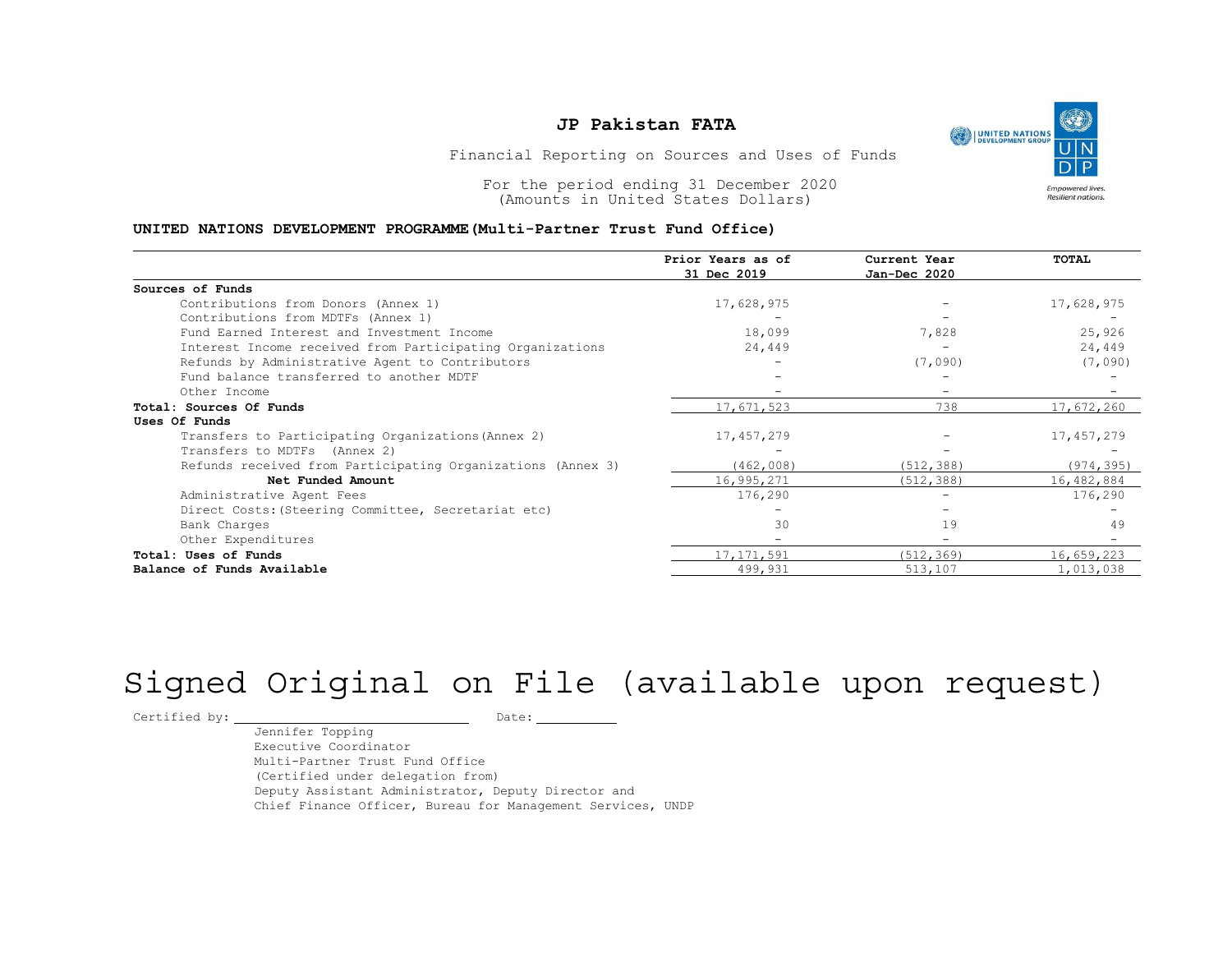# JP Pakistan FATA

Financial Reporting on Sources and Uses of Funds

For the period ending 31 December 2020
(Amounts in United States Dollars)

**UNITED NATIONS DEVELOPMENT PROGRAMME (Multi-Partner Trust Fund Office)**

| | Prior Years as of 31 Dec 2019 | Current Year Jan-Dec 2020 | TOTAL |
|---|---|---|---|
| **Sources of Funds** | | | |
| Contributions from Donors (Annex 1) | 17,628,975 | - | 17,628,975 |
| Contributions from MDTFs (Annex 1) | - | - | - |
| Fund Earned Interest and Investment Income | 18,099 | 7,828 | 25,926 |
| Interest Income received from Participating Organizations | 24,449 | - | 24,449 |
| Refunds by Administrative Agent to Contributors | - | (7,090) | (7,090) |
| Fund balance transferred to another MDTF | - | - | - |
| Other Income | - | - | - |
| **Total: Sources Of Funds** | 17,671,523 | 738 | 17,672,260 |
| **Uses Of Funds** | | | |
| Transfers to Participating Organizations (Annex 2) | 17,457,279 | - | 17,457,279 |
| Transfers to MDTFs (Annex 2) | - | - | - |
| Refunds received from Participating Organizations (Annex 3) | (462,008) | (512,388) | (974,395) |
| **Net Funded Amount** | 16,995,271 | (512,388) | 16,482,884 |
| Administrative Agent Fees | 176,290 | - | 176,290 |
| Direct Costs: (Steering Committee, Secretariat etc) | - | - | - |
| Bank Charges | 30 | 19 | 49 |
| Other Expenditures | - | - | - |
| **Total: Uses of Funds** | 17,171,591 | (512,369) | 16,659,223 |
| **Balance of Funds Available** | 499,931 | 513,107 | 1,013,038 |

Signed Original on File (available upon request)

Certified by: ______________________ Date: __________

Jennifer Topping
Executive Coordinator
Multi-Partner Trust Fund Office
(Certified under delegation from)
Deputy Assistant Administrator, Deputy Director and
Chief Finance Officer, Bureau for Management Services, UNDP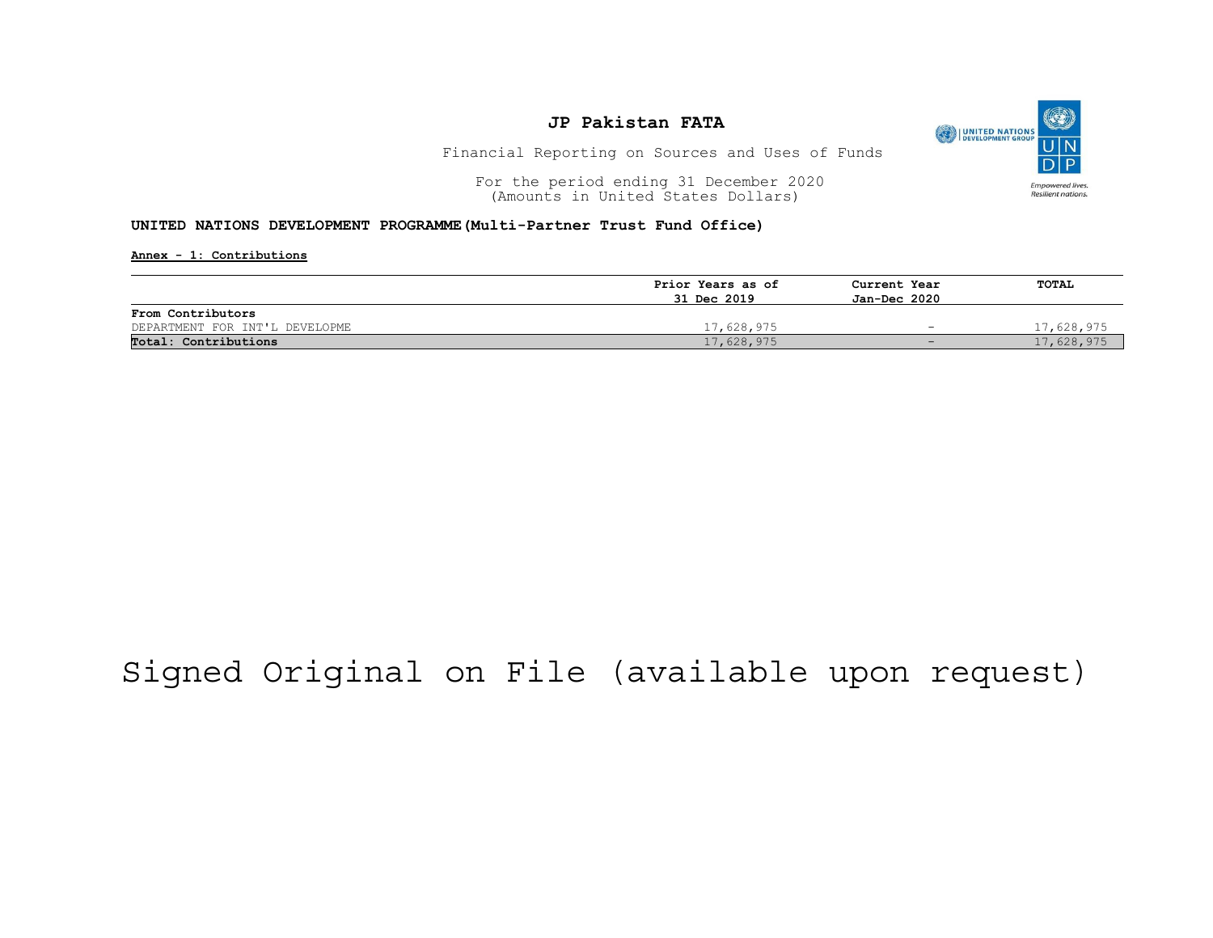# JP Pakistan FATA

Financial Reporting on Sources and Uses of Funds

For the period ending 31 December 2020
(Amounts in United States Dollars)

**UNITED NATIONS DEVELOPMENT PROGRAMME(Multi-Partner Trust Fund Office)**

**Annex - 1: Contributions**

| | Prior Years as of 31 Dec 2019 | Current Year Jan-Dec 2020 | TOTAL |
|---|---|---|---|
| **From Contributors** | | | |
| DEPARTMENT FOR INT'L DEVELOPME | 17,628,975 | - | 17,628,975 |
| **Total: Contributions** | 17,628,975 | - | 17,628,975 |

Signed Original on File (available upon request)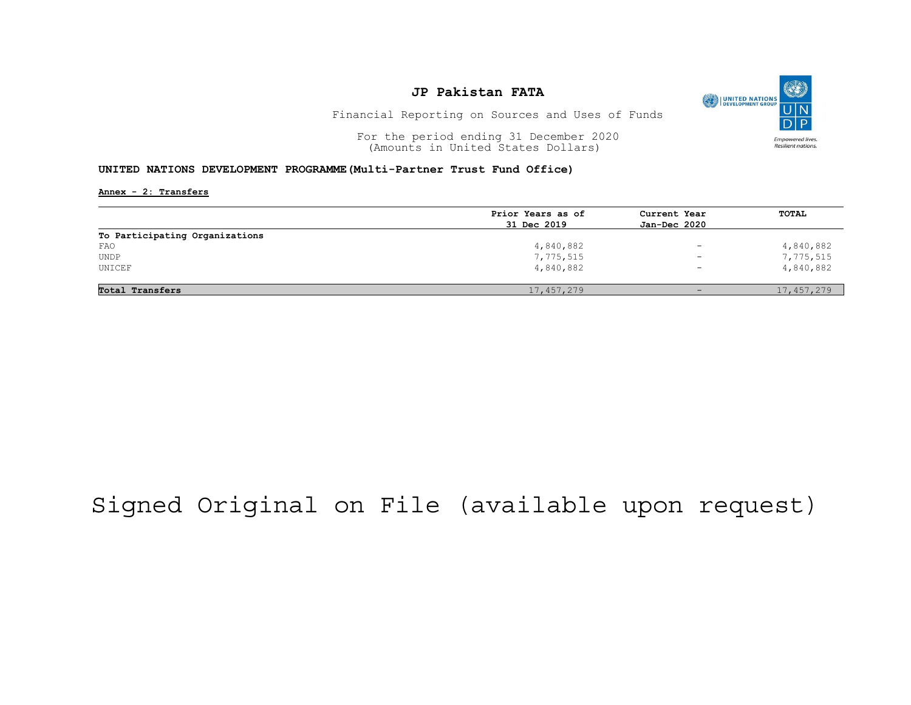# JP Pakistan FATA

Financial Reporting on Sources and Uses of Funds

For the period ending 31 December 2020
(Amounts in United States Dollars)

**UNITED NATIONS DEVELOPMENT PROGRAMME (Multi-Partner Trust Fund Office)**

**Annex - 2: Transfers**

| | Prior Years as of 31 Dec 2019 | Current Year Jan-Dec 2020 | TOTAL |
|---|---|---|---|
| **To Participating Organizations** | | | |
| FAO | 4,840,882 | - | 4,840,882 |
| UNDP | 7,775,515 | - | 7,775,515 |
| UNICEF | 4,840,882 | - | 4,840,882 |
| **Total Transfers** | 17,457,279 | - | 17,457,279 |

Signed Original on File (available upon request)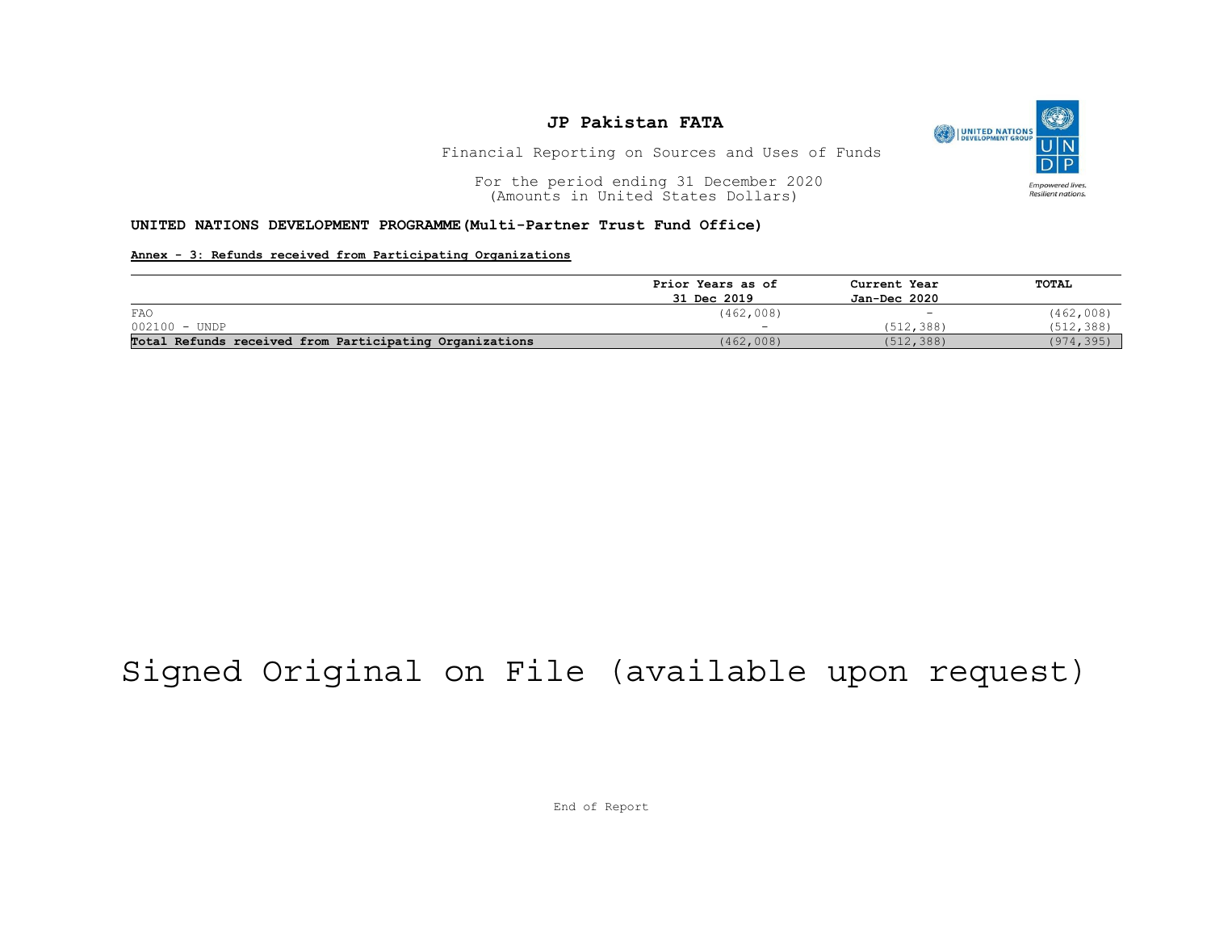# JP Pakistan FATA

Financial Reporting on Sources and Uses of Funds

For the period ending 31 December 2020
(Amounts in United States Dollars)

**UNITED NATIONS DEVELOPMENT PROGRAMME(Multi-Partner Trust Fund Office)**

**Annex - 3: Refunds received from Participating Organizations**

| | Prior Years as of 31 Dec 2019 | Current Year Jan-Dec 2020 | TOTAL |
|---|---|---|---|
| FAO | (462,008) | - | (462,008) |
| 002100 - UNDP | - | (512,388) | (512,388) |
| **Total Refunds received from Participating Organizations** | (462,008) | (512,388) | (974,395) |

Signed Original on File (available upon request)

End of Report